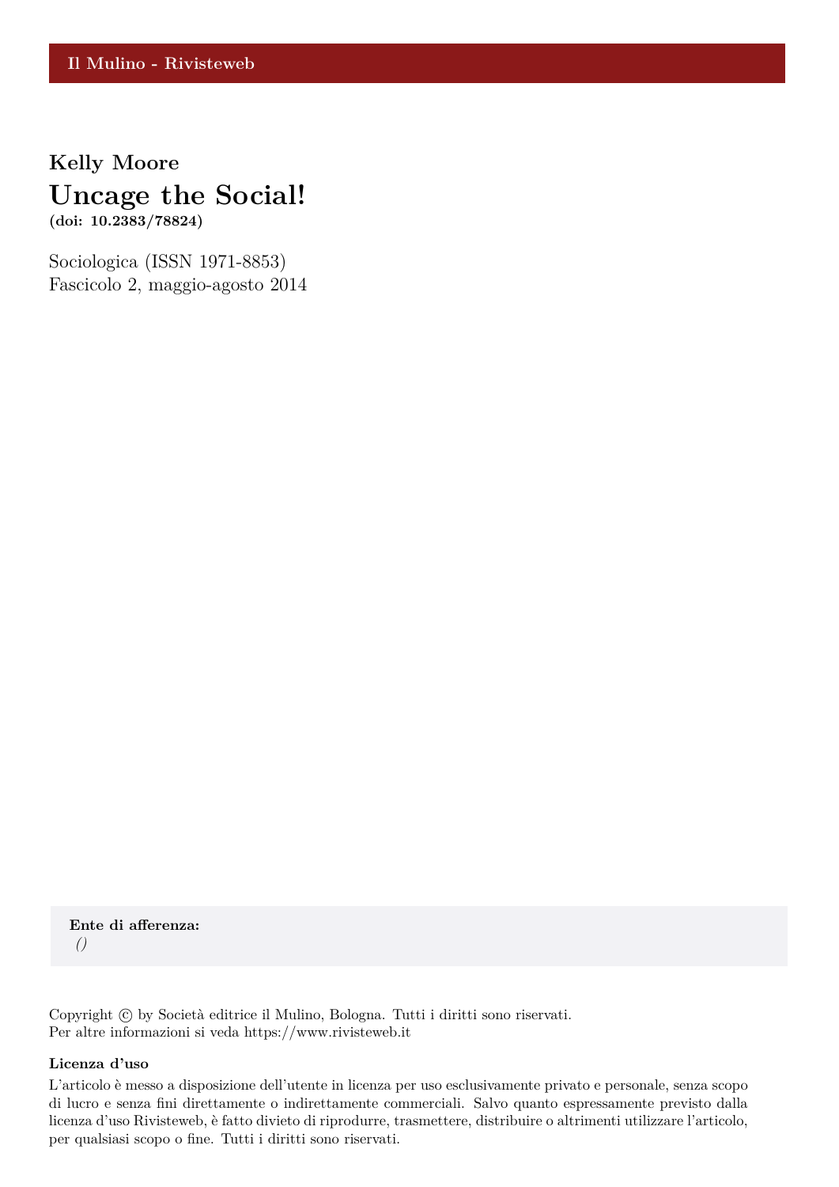Il Mulino - Rivisteweb

**Kelly Moore**

# Uncage the Social!

**(doi: 10.2383/78824)**

Sociologica (ISSN 1971-8853)
Fascicolo 2, maggio-agosto 2014

**Ente di afferenza:**
*()*

Copyright © by Società editrice il Mulino, Bologna. Tutti i diritti sono riservati.
Per altre informazioni si veda https://www.rivisteweb.it

**Licenza d'uso**

L'articolo è messo a disposizione dell'utente in licenza per uso esclusivamente privato e personale, senza scopo di lucro e senza fini direttamente o indirettamente commerciali. Salvo quanto espressamente previsto dalla licenza d'uso Rivisteweb, è fatto divieto di riprodurre, trasmettere, distribuire o altrimenti utilizzare l'articolo, per qualsiasi scopo o fine. Tutti i diritti sono riservati.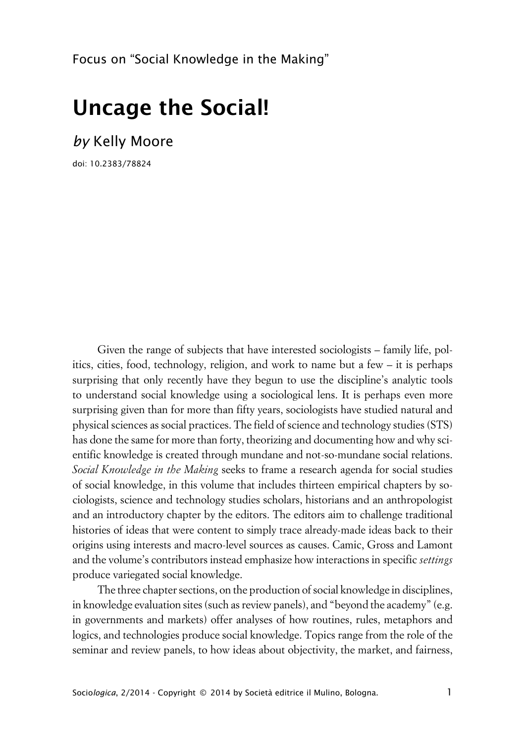Focus on "Social Knowledge in the Making"

# Uncage the Social!

## *by* Kelly Moore

doi: 10.2383/78824

Given the range of subjects that have interested sociologists – family life, politics, cities, food, technology, religion, and work to name but a few – it is perhaps surprising that only recently have they begun to use the discipline's analytic tools to understand social knowledge using a sociological lens. It is perhaps even more surprising given than for more than fifty years, sociologists have studied natural and physical sciences as social practices. The field of science and technology studies (STS) has done the same for more than forty, theorizing and documenting how and why scientific knowledge is created through mundane and not-so-mundane social relations. *Social Knowledge in the Making* seeks to frame a research agenda for social studies of social knowledge, in this volume that includes thirteen empirical chapters by sociologists, science and technology studies scholars, historians and an anthropologist and an introductory chapter by the editors. The editors aim to challenge traditional histories of ideas that were content to simply trace already-made ideas back to their origins using interests and macro-level sources as causes. Camic, Gross and Lamont and the volume's contributors instead emphasize how interactions in specific *settings* produce variegated social knowledge.

The three chapter sections, on the production of social knowledge in disciplines, in knowledge evaluation sites (such as review panels), and "beyond the academy" (e.g. in governments and markets) offer analyses of how routines, rules, metaphors and logics, and technologies produce social knowledge. Topics range from the role of the seminar and review panels, to how ideas about objectivity, the market, and fairness,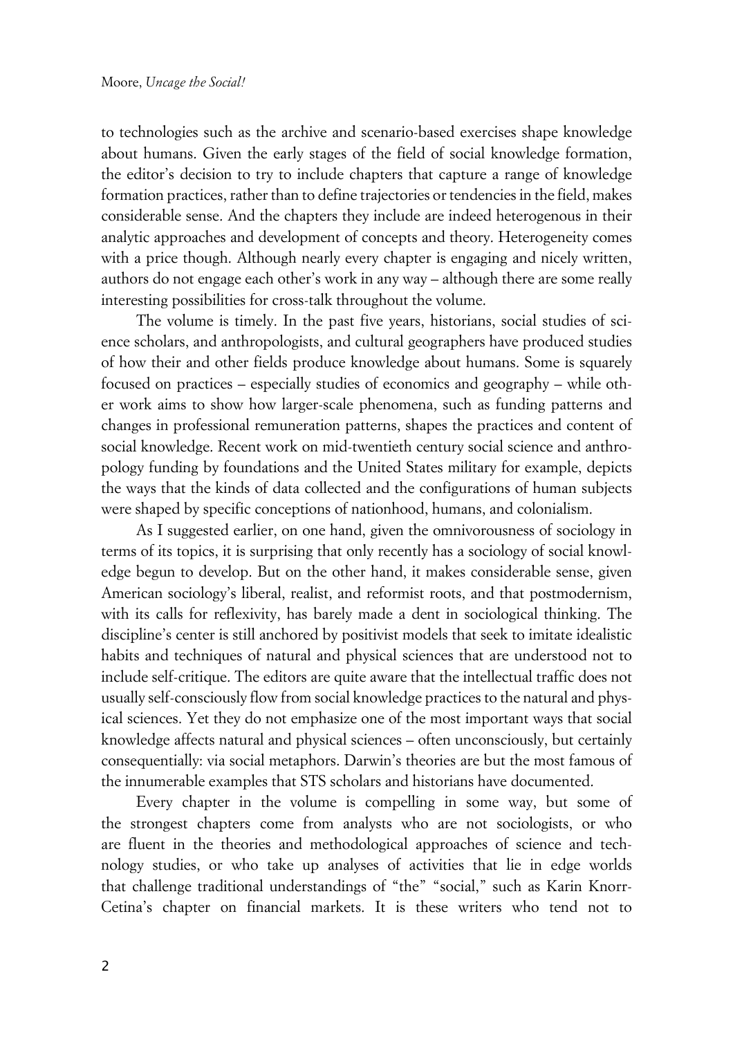to technologies such as the archive and scenario-based exercises shape knowledge about humans. Given the early stages of the field of social knowledge formation, the editor's decision to try to include chapters that capture a range of knowledge formation practices, rather than to define trajectories or tendencies in the field, makes considerable sense. And the chapters they include are indeed heterogenous in their analytic approaches and development of concepts and theory. Heterogeneity comes with a price though. Although nearly every chapter is engaging and nicely written, authors do not engage each other's work in any way – although there are some really interesting possibilities for cross-talk throughout the volume.

The volume is timely. In the past five years, historians, social studies of science scholars, and anthropologists, and cultural geographers have produced studies of how their and other fields produce knowledge about humans. Some is squarely focused on practices – especially studies of economics and geography – while other work aims to show how larger-scale phenomena, such as funding patterns and changes in professional remuneration patterns, shapes the practices and content of social knowledge. Recent work on mid-twentieth century social science and anthropology funding by foundations and the United States military for example, depicts the ways that the kinds of data collected and the configurations of human subjects were shaped by specific conceptions of nationhood, humans, and colonialism.

As I suggested earlier, on one hand, given the omnivorousness of sociology in terms of its topics, it is surprising that only recently has a sociology of social knowledge begun to develop. But on the other hand, it makes considerable sense, given American sociology's liberal, realist, and reformist roots, and that postmodernism, with its calls for reflexivity, has barely made a dent in sociological thinking. The discipline's center is still anchored by positivist models that seek to imitate idealistic habits and techniques of natural and physical sciences that are understood not to include self-critique. The editors are quite aware that the intellectual traffic does not usually self-consciously flow from social knowledge practices to the natural and physical sciences. Yet they do not emphasize one of the most important ways that social knowledge affects natural and physical sciences – often unconsciously, but certainly consequentially: via social metaphors. Darwin's theories are but the most famous of the innumerable examples that STS scholars and historians have documented.

Every chapter in the volume is compelling in some way, but some of the strongest chapters come from analysts who are not sociologists, or who are fluent in the theories and methodological approaches of science and technology studies, or who take up analyses of activities that lie in edge worlds that challenge traditional understandings of "the" "social," such as Karin Knorr-Cetina's chapter on financial markets. It is these writers who tend not to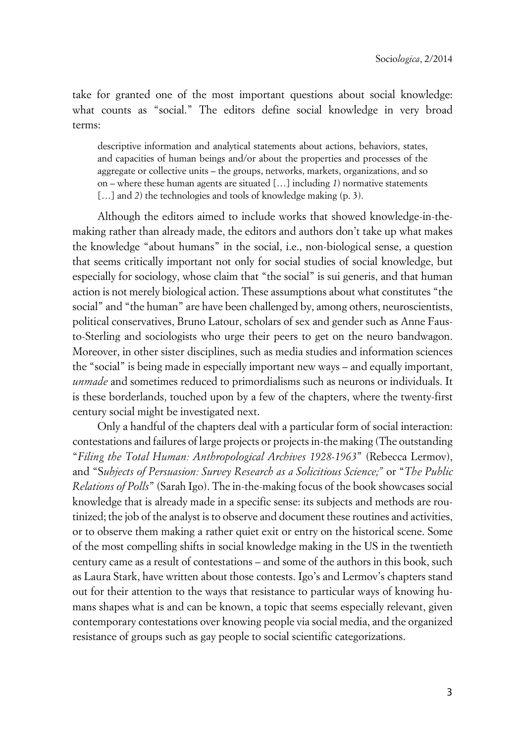take for granted one of the most important questions about social knowledge: what counts as "social." The editors define social knowledge in very broad terms:

> descriptive information and analytical statements about actions, behaviors, states, and capacities of human beings and/or about the properties and processes of the aggregate or collective units – the groups, networks, markets, organizations, and so on – where these human agents are situated […] including *1*) normative statements […] and *2*) the technologies and tools of knowledge making (p. 3).

Although the editors aimed to include works that showed knowledge-in-the-making rather than already made, the editors and authors don't take up what makes the knowledge "about humans" in the social, i.e., non-biological sense, a question that seems critically important not only for social studies of social knowledge, but especially for sociology, whose claim that "the social" is sui generis, and that human action is not merely biological action. These assumptions about what constitutes "the social" and "the human" are have been challenged by, among others, neuroscientists, political conservatives, Bruno Latour, scholars of sex and gender such as Anne Fausto-Sterling and sociologists who urge their peers to get on the neuro bandwagon. Moreover, in other sister disciplines, such as media studies and information sciences the "social" is being made in especially important new ways – and equally important, *unmade* and sometimes reduced to primordialisms such as neurons or individuals. It is these borderlands, touched upon by a few of the chapters, where the twenty-first century social might be investigated next.

Only a handful of the chapters deal with a particular form of social interaction: contestations and failures of large projects or projects in-the making (The outstanding "*Filing the Total Human: Anthropological Archives 1928-1963*" (Rebecca Lermov), and "S*ubjects of Persuasion: Survey Research as a Solicitious Science;*" or "*The Public Relations of Polls*" (Sarah Igo). The in-the-making focus of the book showcases social knowledge that is already made in a specific sense: its subjects and methods are routinized; the job of the analyst is to observe and document these routines and activities, or to observe them making a rather quiet exit or entry on the historical scene. Some of the most compelling shifts in social knowledge making in the US in the twentieth century came as a result of contestations – and some of the authors in this book, such as Laura Stark, have written about those contests. Igo's and Lermov's chapters stand out for their attention to the ways that resistance to particular ways of knowing humans shapes what is and can be known, a topic that seems especially relevant, given contemporary contestations over knowing people via social media, and the organized resistance of groups such as gay people to social scientific categorizations.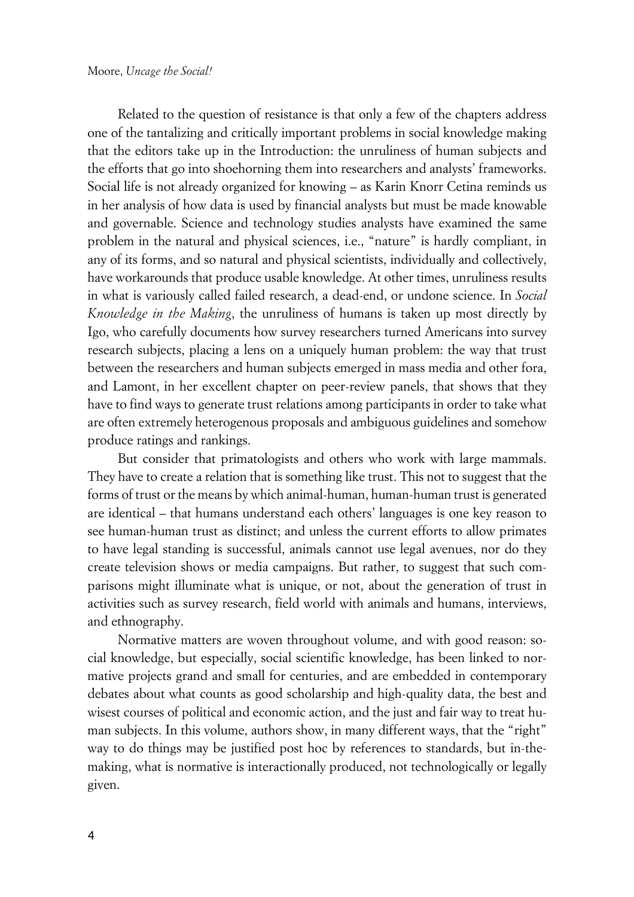Related to the question of resistance is that only a few of the chapters address one of the tantalizing and critically important problems in social knowledge making that the editors take up in the Introduction: the unruliness of human subjects and the efforts that go into shoehorning them into researchers and analysts' frameworks. Social life is not already organized for knowing – as Karin Knorr Cetina reminds us in her analysis of how data is used by financial analysts but must be made knowable and governable. Science and technology studies analysts have examined the same problem in the natural and physical sciences, i.e., "nature" is hardly compliant, in any of its forms, and so natural and physical scientists, individually and collectively, have workarounds that produce usable knowledge. At other times, unruliness results in what is variously called failed research, a dead-end, or undone science. In *Social Knowledge in the Making*, the unruliness of humans is taken up most directly by Igo, who carefully documents how survey researchers turned Americans into survey research subjects, placing a lens on a uniquely human problem: the way that trust between the researchers and human subjects emerged in mass media and other fora, and Lamont, in her excellent chapter on peer-review panels, that shows that they have to find ways to generate trust relations among participants in order to take what are often extremely heterogenous proposals and ambiguous guidelines and somehow produce ratings and rankings.

But consider that primatologists and others who work with large mammals. They have to create a relation that is something like trust. This not to suggest that the forms of trust or the means by which animal-human, human-human trust is generated are identical – that humans understand each others' languages is one key reason to see human-human trust as distinct; and unless the current efforts to allow primates to have legal standing is successful, animals cannot use legal avenues, nor do they create television shows or media campaigns. But rather, to suggest that such comparisons might illuminate what is unique, or not, about the generation of trust in activities such as survey research, field world with animals and humans, interviews, and ethnography.

Normative matters are woven throughout volume, and with good reason: social knowledge, but especially, social scientific knowledge, has been linked to normative projects grand and small for centuries, and are embedded in contemporary debates about what counts as good scholarship and high-quality data, the best and wisest courses of political and economic action, and the just and fair way to treat human subjects. In this volume, authors show, in many different ways, that the "right" way to do things may be justified post hoc by references to standards, but in-the-making, what is normative is interactionally produced, not technologically or legally given.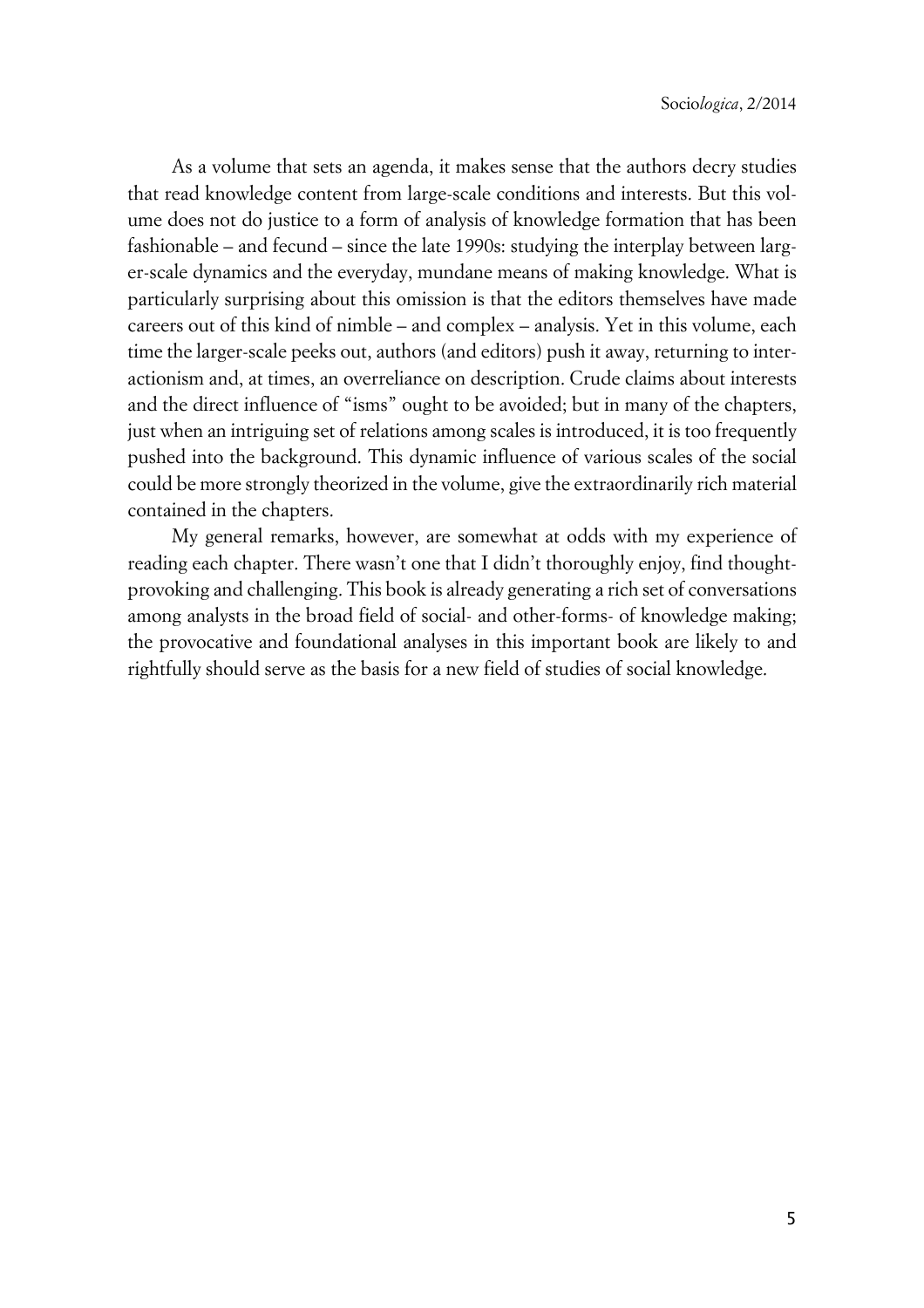As a volume that sets an agenda, it makes sense that the authors decry studies that read knowledge content from large-scale conditions and interests. But this volume does not do justice to a form of analysis of knowledge formation that has been fashionable – and fecund – since the late 1990s: studying the interplay between larger-scale dynamics and the everyday, mundane means of making knowledge. What is particularly surprising about this omission is that the editors themselves have made careers out of this kind of nimble – and complex – analysis. Yet in this volume, each time the larger-scale peeks out, authors (and editors) push it away, returning to interactionism and, at times, an overreliance on description. Crude claims about interests and the direct influence of "isms" ought to be avoided; but in many of the chapters, just when an intriguing set of relations among scales is introduced, it is too frequently pushed into the background. This dynamic influence of various scales of the social could be more strongly theorized in the volume, give the extraordinarily rich material contained in the chapters.

My general remarks, however, are somewhat at odds with my experience of reading each chapter. There wasn't one that I didn't thoroughly enjoy, find thought-provoking and challenging. This book is already generating a rich set of conversations among analysts in the broad field of social- and other-forms- of knowledge making; the provocative and foundational analyses in this important book are likely to and rightfully should serve as the basis for a new field of studies of social knowledge.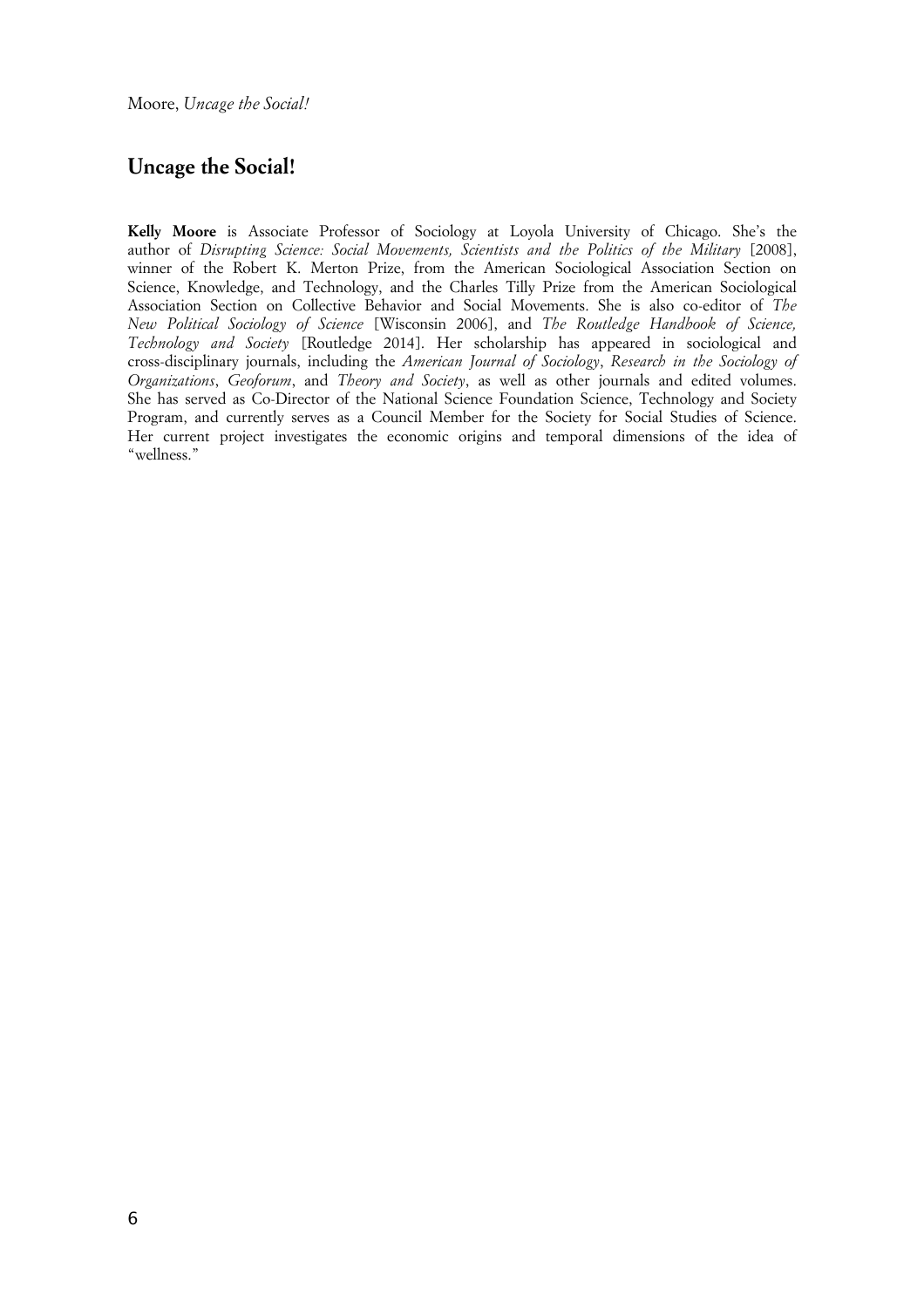## Uncage the Social!

**Kelly Moore** is Associate Professor of Sociology at Loyola University of Chicago. She's the author of *Disrupting Science: Social Movements, Scientists and the Politics of the Military* [2008], winner of the Robert K. Merton Prize, from the American Sociological Association Section on Science, Knowledge, and Technology, and the Charles Tilly Prize from the American Sociological Association Section on Collective Behavior and Social Movements. She is also co-editor of *The New Political Sociology of Science* [Wisconsin 2006], and *The Routledge Handbook of Science, Technology and Society* [Routledge 2014]. Her scholarship has appeared in sociological and cross-disciplinary journals, including the *American Journal of Sociology*, *Research in the Sociology of Organizations*, *Geoforum*, and *Theory and Society*, as well as other journals and edited volumes. She has served as Co-Director of the National Science Foundation Science, Technology and Society Program, and currently serves as a Council Member for the Society for Social Studies of Science. Her current project investigates the economic origins and temporal dimensions of the idea of "wellness."